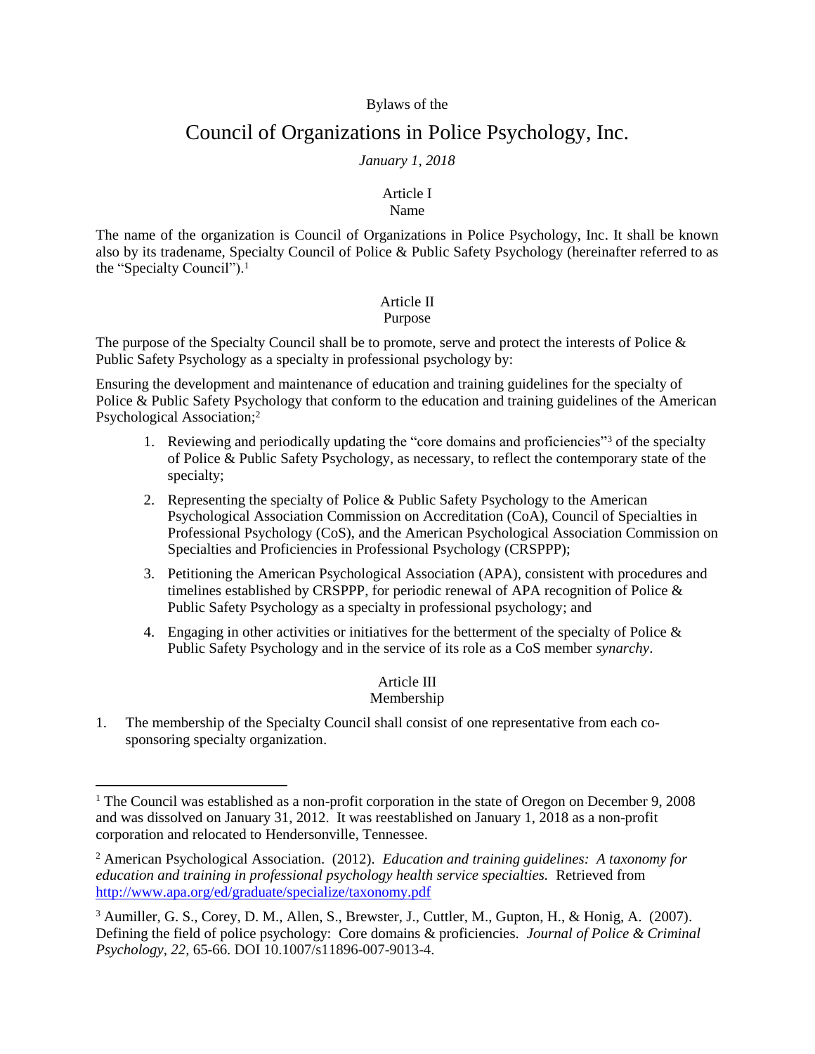Bylaws of the

# Council of Organizations in Police Psychology, Inc.

*January 1, 2018*

## Article I
Name

The name of the organization is Council of Organizations in Police Psychology, Inc. It shall be known also by its tradename, Specialty Council of Police & Public Safety Psychology (hereinafter referred to as the "Specialty Council").[1]

## Article II
Purpose

The purpose of the Specialty Council shall be to promote, serve and protect the interests of Police & Public Safety Psychology as a specialty in professional psychology by:

Ensuring the development and maintenance of education and training guidelines for the specialty of Police & Public Safety Psychology that conform to the education and training guidelines of the American Psychological Association;[2]

1. Reviewing and periodically updating the "core domains and proficiencies"[3] of the specialty of Police & Public Safety Psychology, as necessary, to reflect the contemporary state of the specialty;
2. Representing the specialty of Police & Public Safety Psychology to the American Psychological Association Commission on Accreditation (CoA), Council of Specialties in Professional Psychology (CoS), and the American Psychological Association Commission on Specialties and Proficiencies in Professional Psychology (CRSPPP);
3. Petitioning the American Psychological Association (APA), consistent with procedures and timelines established by CRSPPP, for periodic renewal of APA recognition of Police & Public Safety Psychology as a specialty in professional psychology; and
4. Engaging in other activities or initiatives for the betterment of the specialty of Police & Public Safety Psychology and in the service of its role as a CoS member *synarchy*.

## Article III
Membership

1. The membership of the Specialty Council shall consist of one representative from each co-sponsoring specialty organization.

---

[1] The Council was established as a non-profit corporation in the state of Oregon on December 9, 2008 and was dissolved on January 31, 2012. It was reestablished on January 1, 2018 as a non-profit corporation and relocated to Hendersonville, Tennessee.

[2] American Psychological Association. (2012). *Education and training guidelines: A taxonomy for education and training in professional psychology health service specialties.* Retrieved from http://www.apa.org/ed/graduate/specialize/taxonomy.pdf

[3] Aumiller, G. S., Corey, D. M., Allen, S., Brewster, J., Cuttler, M., Gupton, H., & Honig, A. (2007). Defining the field of police psychology: Core domains & proficiencies. *Journal of Police & Criminal Psychology, 22,* 65-66. DOI 10.1007/s11896-007-9013-4.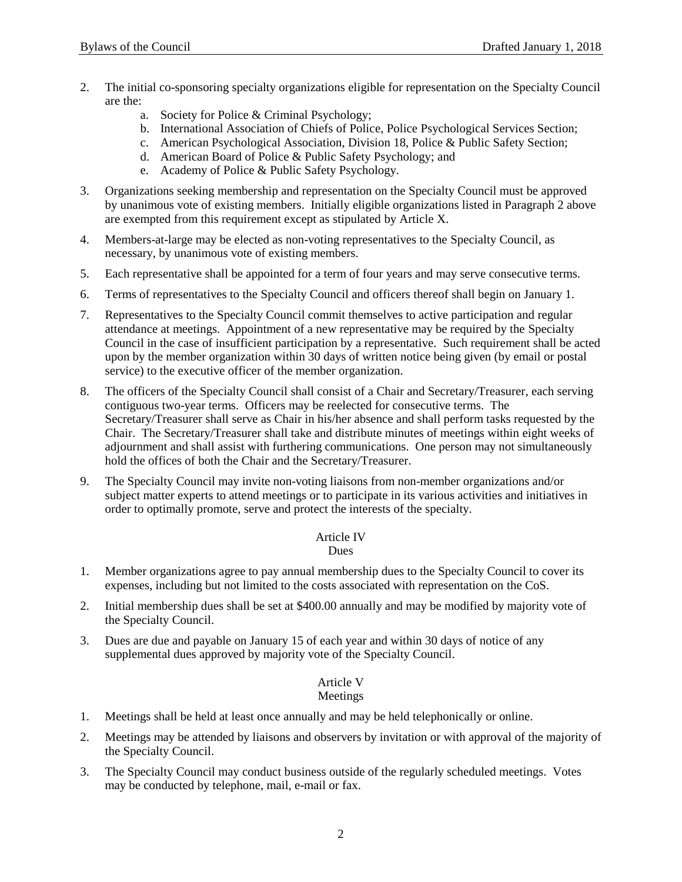2. The initial co-sponsoring specialty organizations eligible for representation on the Specialty Council are the:
   a. Society for Police & Criminal Psychology;
   b. International Association of Chiefs of Police, Police Psychological Services Section;
   c. American Psychological Association, Division 18, Police & Public Safety Section;
   d. American Board of Police & Public Safety Psychology; and
   e. Academy of Police & Public Safety Psychology.

3. Organizations seeking membership and representation on the Specialty Council must be approved by unanimous vote of existing members. Initially eligible organizations listed in Paragraph 2 above are exempted from this requirement except as stipulated by Article X.

4. Members-at-large may be elected as non-voting representatives to the Specialty Council, as necessary, by unanimous vote of existing members.

5. Each representative shall be appointed for a term of four years and may serve consecutive terms.

6. Terms of representatives to the Specialty Council and officers thereof shall begin on January 1.

7. Representatives to the Specialty Council commit themselves to active participation and regular attendance at meetings. Appointment of a new representative may be required by the Specialty Council in the case of insufficient participation by a representative. Such requirement shall be acted upon by the member organization within 30 days of written notice being given (by email or postal service) to the executive officer of the member organization.

8. The officers of the Specialty Council shall consist of a Chair and Secretary/Treasurer, each serving contiguous two-year terms. Officers may be reelected for consecutive terms. The Secretary/Treasurer shall serve as Chair in his/her absence and shall perform tasks requested by the Chair. The Secretary/Treasurer shall take and distribute minutes of meetings within eight weeks of adjournment and shall assist with furthering communications. One person may not simultaneously hold the offices of both the Chair and the Secretary/Treasurer.

9. The Specialty Council may invite non-voting liaisons from non-member organizations and/or subject matter experts to attend meetings or to participate in its various activities and initiatives in order to optimally promote, serve and protect the interests of the specialty.

## Article IV
## Dues

1. Member organizations agree to pay annual membership dues to the Specialty Council to cover its expenses, including but not limited to the costs associated with representation on the CoS.

2. Initial membership dues shall be set at $400.00 annually and may be modified by majority vote of the Specialty Council.

3. Dues are due and payable on January 15 of each year and within 30 days of notice of any supplemental dues approved by majority vote of the Specialty Council.

## Article V
## Meetings

1. Meetings shall be held at least once annually and may be held telephonically or online.

2. Meetings may be attended by liaisons and observers by invitation or with approval of the majority of the Specialty Council.

3. The Specialty Council may conduct business outside of the regularly scheduled meetings. Votes may be conducted by telephone, mail, e-mail or fax.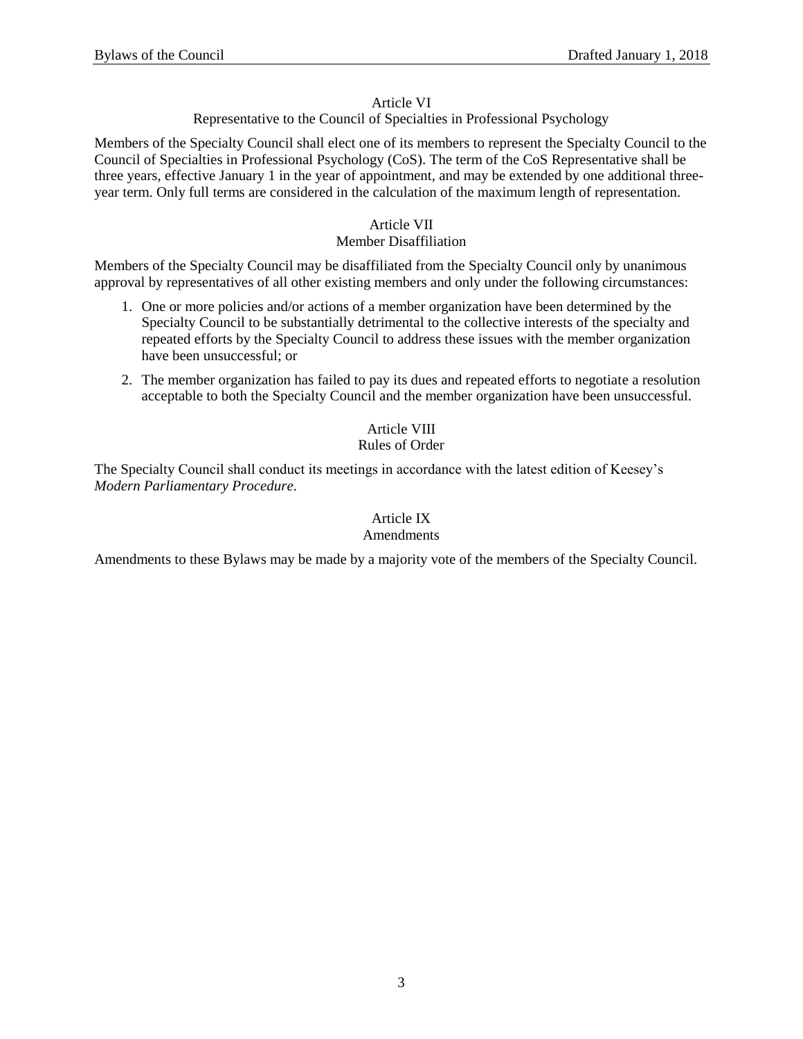## Article VI
### Representative to the Council of Specialties in Professional Psychology

Members of the Specialty Council shall elect one of its members to represent the Specialty Council to the Council of Specialties in Professional Psychology (CoS). The term of the CoS Representative shall be three years, effective January 1 in the year of appointment, and may be extended by one additional three-year term. Only full terms are considered in the calculation of the maximum length of representation.

## Article VII
### Member Disaffiliation

Members of the Specialty Council may be disaffiliated from the Specialty Council only by unanimous approval by representatives of all other existing members and only under the following circumstances:

1. One or more policies and/or actions of a member organization have been determined by the Specialty Council to be substantially detrimental to the collective interests of the specialty and repeated efforts by the Specialty Council to address these issues with the member organization have been unsuccessful; or
2. The member organization has failed to pay its dues and repeated efforts to negotiate a resolution acceptable to both the Specialty Council and the member organization have been unsuccessful.

## Article VIII
### Rules of Order

The Specialty Council shall conduct its meetings in accordance with the latest edition of Keesey's *Modern Parliamentary Procedure*.

## Article IX
### Amendments

Amendments to these Bylaws may be made by a majority vote of the members of the Specialty Council.